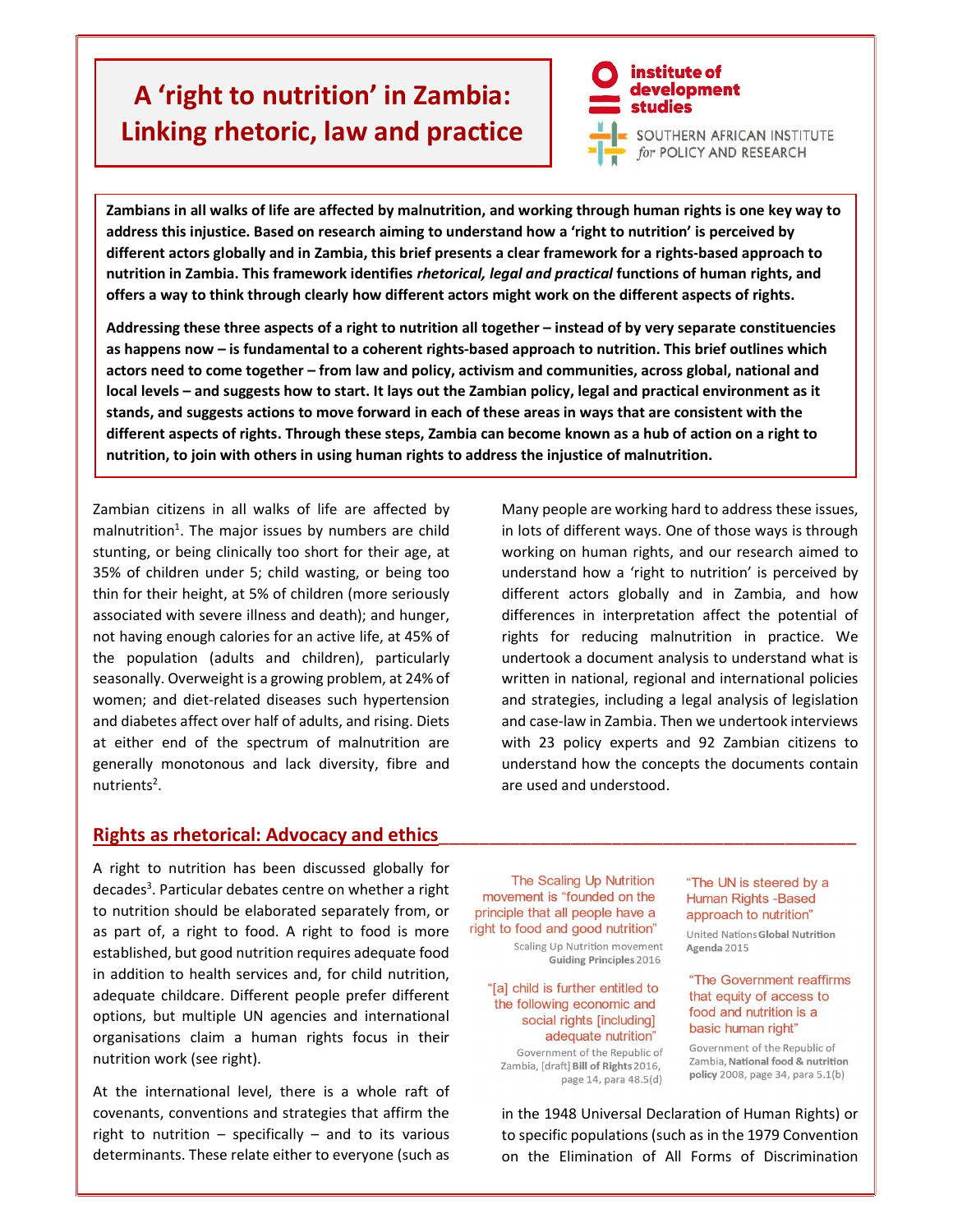# A 'right to nutrition' in Zambia: Linking rhetoric, law and practice

institute of development studies

SOUTHERN AFRICAN INSTITUTE for POLICY AND RESEARCH

**Zambians in all walks of life are affected by malnutrition, and working through human rights is one key way to address this injustice. Based on research aiming to understand how a 'right to nutrition' is perceived by different actors globally and in Zambia, this brief presents a clear framework for a rights-based approach to nutrition in Zambia. This framework identifies *rhetorical, legal and practical* functions of human rights, and offers a way to think through clearly how different actors might work on the different aspects of rights.**

**Addressing these three aspects of a right to nutrition all together – instead of by very separate constituencies as happens now – is fundamental to a coherent rights-based approach to nutrition. This brief outlines which actors need to come together – from law and policy, activism and communities, across global, national and local levels – and suggests how to start. It lays out the Zambian policy, legal and practical environment as it stands, and suggests actions to move forward in each of these areas in ways that are consistent with the different aspects of rights. Through these steps, Zambia can become known as a hub of action on a right to nutrition, to join with others in using human rights to address the injustice of malnutrition.**

Zambian citizens in all walks of life are affected by malnutrition[1]. The major issues by numbers are child stunting, or being clinically too short for their age, at 35% of children under 5; child wasting, or being too thin for their height, at 5% of children (more seriously associated with severe illness and death); and hunger, not having enough calories for an active life, at 45% of the population (adults and children), particularly seasonally. Overweight is a growing problem, at 24% of women; and diet-related diseases such hypertension and diabetes affect over half of adults, and rising. Diets at either end of the spectrum of malnutrition are generally monotonous and lack diversity, fibre and nutrients[2].

Many people are working hard to address these issues, in lots of different ways. One of those ways is through working on human rights, and our research aimed to understand how a 'right to nutrition' is perceived by different actors globally and in Zambia, and how differences in interpretation affect the potential of rights for reducing malnutrition in practice. We undertook a document analysis to understand what is written in national, regional and international policies and strategies, including a legal analysis of legislation and case-law in Zambia. Then we undertook interviews with 23 policy experts and 92 Zambian citizens to understand how the concepts the documents contain are used and understood.

## Rights as rhetorical: Advocacy and ethics

A right to nutrition has been discussed globally for decades[3]. Particular debates centre on whether a right to nutrition should be elaborated separately from, or as part of, a right to food. A right to food is more established, but good nutrition requires adequate food in addition to health services and, for child nutrition, adequate childcare. Different people prefer different options, but multiple UN agencies and international organisations claim a human rights focus in their nutrition work (see right).

At the international level, there is a whole raft of covenants, conventions and strategies that affirm the right to nutrition – specifically – and to its various determinants. These relate either to everyone (such as in the 1948 Universal Declaration of Human Rights) or to specific populations (such as in the 1979 Convention on the Elimination of All Forms of Discrimination

> The Scaling Up Nutrition movement is "founded on the principle that all people have a right to food and good nutrition"
>
> Scaling Up Nutrition movement **Guiding Principles** 2016

> "The UN is steered by a Human Rights -Based approach to nutrition"
>
> United Nations **Global Nutrition Agenda** 2015

> "[a] child is further entitled to the following economic and social rights [including] adequate nutrition"
>
> Government of the Republic of Zambia, [draft] **Bill of Rights** 2016, page 14, para 48.5(d)

> "The Government reaffirms that equity of access to food and nutrition is a basic human right"
>
> Government of the Republic of Zambia, **National food & nutrition policy** 2008, page 34, para 5.1(b)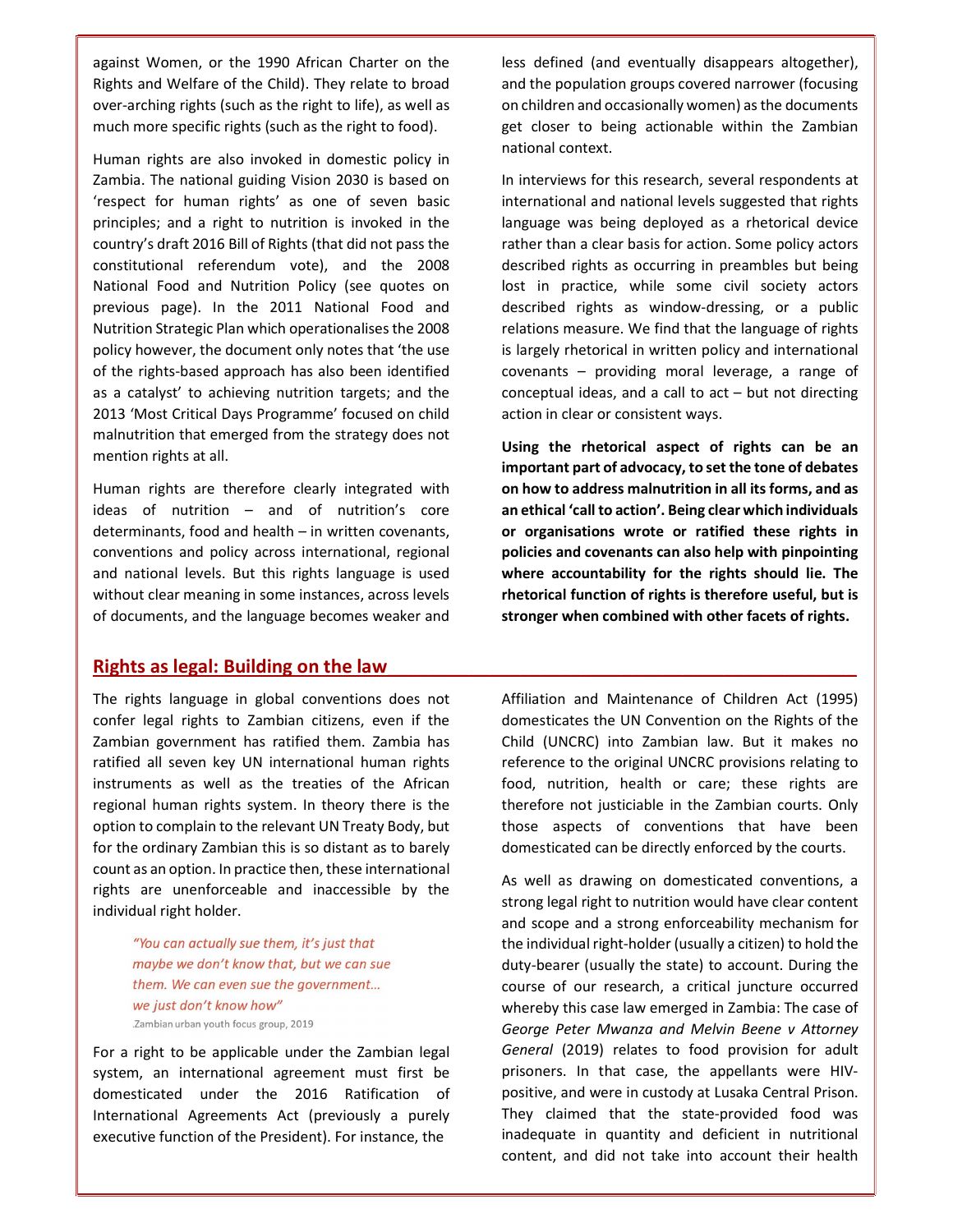against Women, or the 1990 African Charter on the Rights and Welfare of the Child). They relate to broad over-arching rights (such as the right to life), as well as much more specific rights (such as the right to food).

Human rights are also invoked in domestic policy in Zambia. The national guiding Vision 2030 is based on 'respect for human rights' as one of seven basic principles; and a right to nutrition is invoked in the country's draft 2016 Bill of Rights (that did not pass the constitutional referendum vote), and the 2008 National Food and Nutrition Policy (see quotes on previous page). In the 2011 National Food and Nutrition Strategic Plan which operationalises the 2008 policy however, the document only notes that 'the use of the rights-based approach has also been identified as a catalyst' to achieving nutrition targets; and the 2013 'Most Critical Days Programme' focused on child malnutrition that emerged from the strategy does not mention rights at all.

Human rights are therefore clearly integrated with ideas of nutrition – and of nutrition's core determinants, food and health – in written covenants, conventions and policy across international, regional and national levels. But this rights language is used without clear meaning in some instances, across levels of documents, and the language becomes weaker and less defined (and eventually disappears altogether), and the population groups covered narrower (focusing on children and occasionally women) as the documents get closer to being actionable within the Zambian national context.

In interviews for this research, several respondents at international and national levels suggested that rights language was being deployed as a rhetorical device rather than a clear basis for action. Some policy actors described rights as occurring in preambles but being lost in practice, while some civil society actors described rights as window-dressing, or a public relations measure. We find that the language of rights is largely rhetorical in written policy and international covenants – providing moral leverage, a range of conceptual ideas, and a call to act – but not directing action in clear or consistent ways.

**Using the rhetorical aspect of rights can be an important part of advocacy, to set the tone of debates on how to address malnutrition in all its forms, and as an ethical 'call to action'. Being clear which individuals or organisations wrote or ratified these rights in policies and covenants can also help with pinpointing where accountability for the rights should lie. The rhetorical function of rights is therefore useful, but is stronger when combined with other facets of rights.**

## Rights as legal: Building on the law

The rights language in global conventions does not confer legal rights to Zambian citizens, even if the Zambian government has ratified them. Zambia has ratified all seven key UN international human rights instruments as well as the treaties of the African regional human rights system. In theory there is the option to complain to the relevant UN Treaty Body, but for the ordinary Zambian this is so distant as to barely count as an option. In practice then, these international rights are unenforceable and inaccessible by the individual right holder.

> *"You can actually sue them, it's just that maybe we don't know that, but we can sue them. We can even sue the government… we just don't know how"*
> Zambian urban youth focus group, 2019

For a right to be applicable under the Zambian legal system, an international agreement must first be domesticated under the 2016 Ratification of International Agreements Act (previously a purely executive function of the President). For instance, the Affiliation and Maintenance of Children Act (1995) domesticates the UN Convention on the Rights of the Child (UNCRC) into Zambian law. But it makes no reference to the original UNCRC provisions relating to food, nutrition, health or care; these rights are therefore not justiciable in the Zambian courts. Only those aspects of conventions that have been domesticated can be directly enforced by the courts.

As well as drawing on domesticated conventions, a strong legal right to nutrition would have clear content and scope and a strong enforceability mechanism for the individual right-holder (usually a citizen) to hold the duty-bearer (usually the state) to account. During the course of our research, a critical juncture occurred whereby this case law emerged in Zambia: The case of *George Peter Mwanza and Melvin Beene v Attorney General* (2019) relates to food provision for adult prisoners. In that case, the appellants were HIV-positive, and were in custody at Lusaka Central Prison. They claimed that the state-provided food was inadequate in quantity and deficient in nutritional content, and did not take into account their health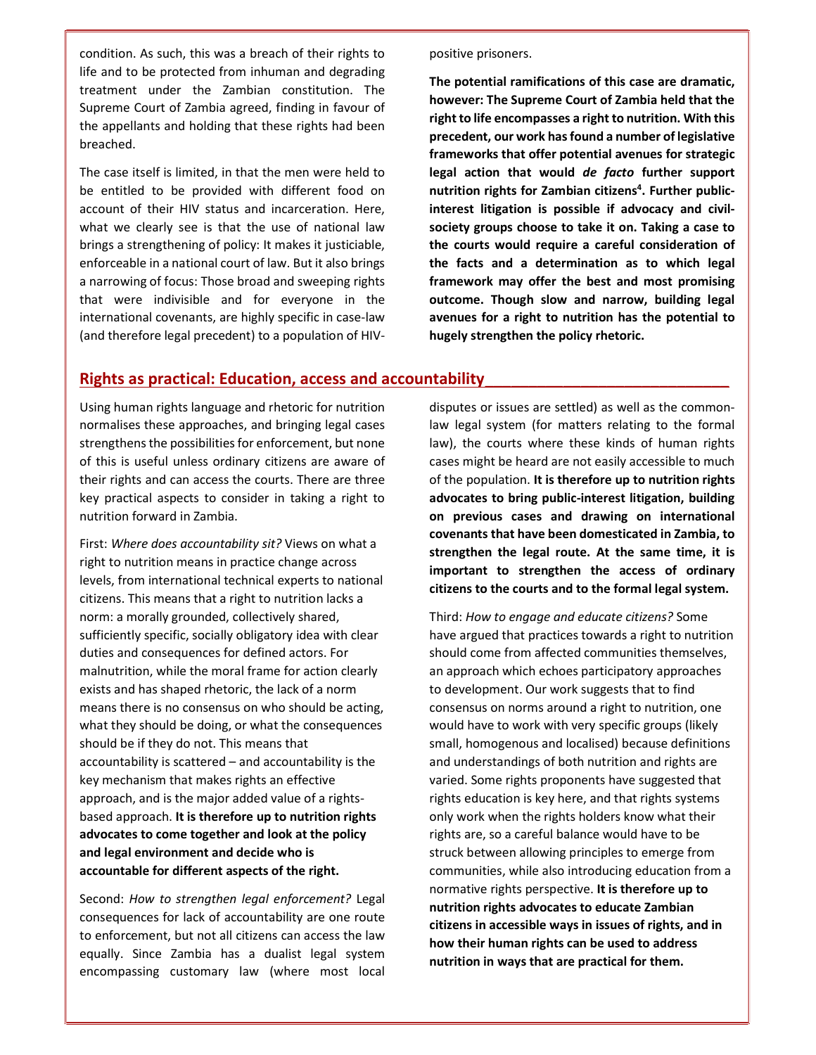condition. As such, this was a breach of their rights to life and to be protected from inhuman and degrading treatment under the Zambian constitution. The Supreme Court of Zambia agreed, finding in favour of the appellants and holding that these rights had been breached.

The case itself is limited, in that the men were held to be entitled to be provided with different food on account of their HIV status and incarceration. Here, what we clearly see is that the use of national law brings a strengthening of policy: It makes it justiciable, enforceable in a national court of law. But it also brings a narrowing of focus: Those broad and sweeping rights that were indivisible and for everyone in the international covenants, are highly specific in case-law (and therefore legal precedent) to a population of HIV-positive prisoners.

**The potential ramifications of this case are dramatic, however: The Supreme Court of Zambia held that the right to life encompasses a right to nutrition. With this precedent, our work has found a number of legislative frameworks that offer potential avenues for strategic legal action that would *de facto* further support nutrition rights for Zambian citizens[4]. Further public-interest litigation is possible if advocacy and civil-society groups choose to take it on. Taking a case to the courts would require a careful consideration of the facts and a determination as to which legal framework may offer the best and most promising outcome. Though slow and narrow, building legal avenues for a right to nutrition has the potential to hugely strengthen the policy rhetoric.**

## Rights as practical: Education, access and accountability

Using human rights language and rhetoric for nutrition normalises these approaches, and bringing legal cases strengthens the possibilities for enforcement, but none of this is useful unless ordinary citizens are aware of their rights and can access the courts. There are three key practical aspects to consider in taking a right to nutrition forward in Zambia.

First: *Where does accountability sit?* Views on what a right to nutrition means in practice change across levels, from international technical experts to national citizens. This means that a right to nutrition lacks a norm: a morally grounded, collectively shared, sufficiently specific, socially obligatory idea with clear duties and consequences for defined actors. For malnutrition, while the moral frame for action clearly exists and has shaped rhetoric, the lack of a norm means there is no consensus on who should be acting, what they should be doing, or what the consequences should be if they do not. This means that accountability is scattered – and accountability is the key mechanism that makes rights an effective approach, and is the major added value of a rights-based approach. **It is therefore up to nutrition rights advocates to come together and look at the policy and legal environment and decide who is accountable for different aspects of the right.**

Second: *How to strengthen legal enforcement?* Legal consequences for lack of accountability are one route to enforcement, but not all citizens can access the law equally. Since Zambia has a dualist legal system encompassing customary law (where most local disputes or issues are settled) as well as the common-law legal system (for matters relating to the formal law), the courts where these kinds of human rights cases might be heard are not easily accessible to much of the population. **It is therefore up to nutrition rights advocates to bring public-interest litigation, building on previous cases and drawing on international covenants that have been domesticated in Zambia, to strengthen the legal route. At the same time, it is important to strengthen the access of ordinary citizens to the courts and to the formal legal system.**

Third: *How to engage and educate citizens?* Some have argued that practices towards a right to nutrition should come from affected communities themselves, an approach which echoes participatory approaches to development. Our work suggests that to find consensus on norms around a right to nutrition, one would have to work with very specific groups (likely small, homogenous and localised) because definitions and understandings of both nutrition and rights are varied. Some rights proponents have suggested that rights education is key here, and that rights systems only work when the rights holders know what their rights are, so a careful balance would have to be struck between allowing principles to emerge from communities, while also introducing education from a normative rights perspective. **It is therefore up to nutrition rights advocates to educate Zambian citizens in accessible ways in issues of rights, and in how their human rights can be used to address nutrition in ways that are practical for them.**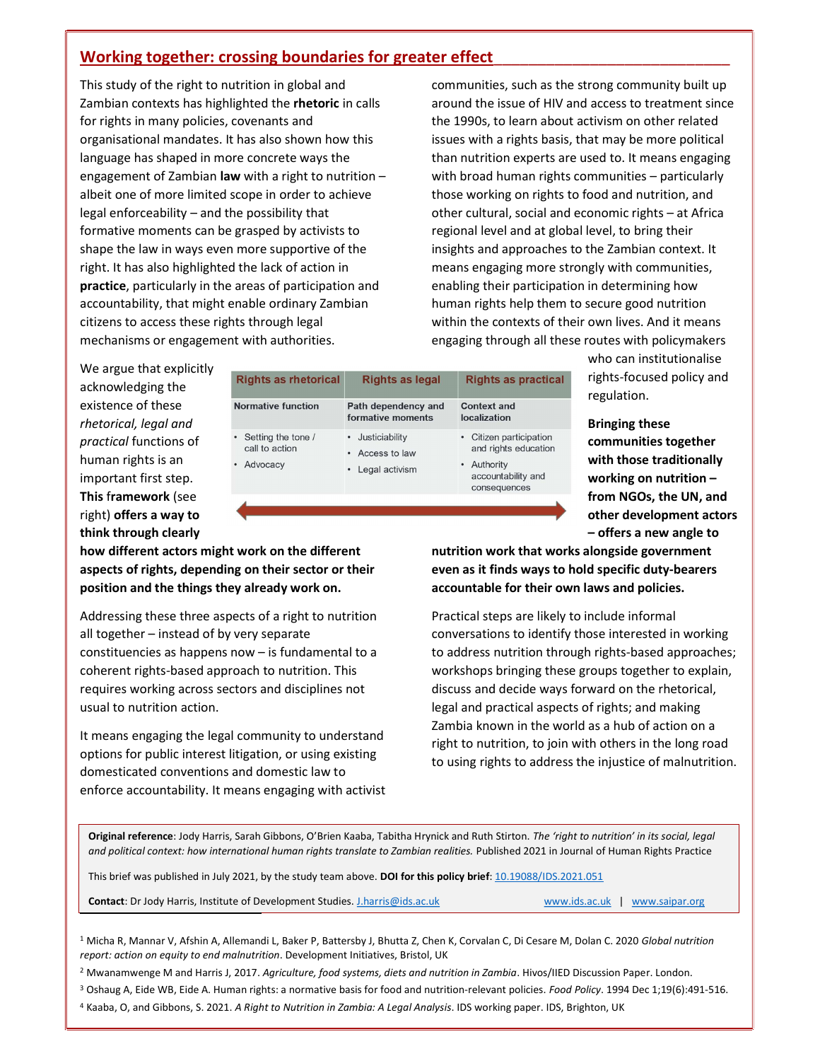## Working together: crossing boundaries for greater effect

This study of the right to nutrition in global and Zambian contexts has highlighted the **rhetoric** in calls for rights in many policies, covenants and organisational mandates. It has also shown how this language has shaped in more concrete ways the engagement of Zambian **law** with a right to nutrition – albeit one of more limited scope in order to achieve legal enforceability – and the possibility that formative moments can be grasped by activists to shape the law in ways even more supportive of the right. It has also highlighted the lack of action in **practice**, particularly in the areas of participation and accountability, that might enable ordinary Zambian citizens to access these rights through legal mechanisms or engagement with authorities.

We argue that explicitly acknowledging the existence of these *rhetorical, legal and practical* functions of human rights is an important first step. **This framework** (see right) **offers a way to think through clearly how different actors might work on the different aspects of rights, depending on their sector or their position and the things they already work on.**

| Rights as rhetorical | Rights as legal | Rights as practical |
|---|---|---|
| Normative function | Path dependency and formative moments | Context and localization |
| • Setting the tone / call to action<br>• Advocacy | • Justiciability<br>• Access to law<br>• Legal activism | • Citizen participation and rights education<br>• Authority accountability and consequences |

Addressing these three aspects of a right to nutrition all together – instead of by very separate constituencies as happens now – is fundamental to a coherent rights-based approach to nutrition. This requires working across sectors and disciplines not usual to nutrition action.

It means engaging the legal community to understand options for public interest litigation, or using existing domesticated conventions and domestic law to enforce accountability. It means engaging with activist communities, such as the strong community built up around the issue of HIV and access to treatment since the 1990s, to learn about activism on other related issues with a rights basis, that may be more political than nutrition experts are used to. It means engaging with broad human rights communities – particularly those working on rights to food and nutrition, and other cultural, social and economic rights – at Africa regional level and at global level, to bring their insights and approaches to the Zambian context. It means engaging more strongly with communities, enabling their participation in determining how human rights help them to secure good nutrition within the contexts of their own lives. And it means engaging through all these routes with policymakers who can institutionalise rights-focused policy and regulation.

**Bringing these communities together with those traditionally working on nutrition – from NGOs, the UN, and other development actors – offers a new angle to nutrition work that works alongside government even as it finds ways to hold specific duty-bearers accountable for their own laws and policies.**

Practical steps are likely to include informal conversations to identify those interested in working to address nutrition through rights-based approaches; workshops bringing these groups together to explain, discuss and decide ways forward on the rhetorical, legal and practical aspects of rights; and making Zambia known in the world as a hub of action on a right to nutrition, to join with others in the long road to using rights to address the injustice of malnutrition.

**Original reference**: Jody Harris, Sarah Gibbons, O'Brien Kaaba, Tabitha Hrynick and Ruth Stirton. *The 'right to nutrition' in its social, legal and political context: how international human rights translate to Zambian realities.* Published 2021 in Journal of Human Rights Practice

This brief was published in July 2021, by the study team above. **DOI for this policy brief**: 10.19088/IDS.2021.051

**Contact**: Dr Jody Harris, Institute of Development Studies. J.harris@ids.ac.uk    www.ids.ac.uk | www.saipar.org

[1] Micha R, Mannar V, Afshin A, Allemandi L, Baker P, Battersby J, Bhutta Z, Chen K, Corvalan C, Di Cesare M, Dolan C. 2020 *Global nutrition report: action on equity to end malnutrition*. Development Initiatives, Bristol, UK

[2] Mwanamwenge M and Harris J, 2017. *Agriculture, food systems, diets and nutrition in Zambia*. Hivos/IIED Discussion Paper. London.

[3] Oshaug A, Eide WB, Eide A. Human rights: a normative basis for food and nutrition-relevant policies. *Food Policy*. 1994 Dec 1;19(6):491-516.

[4] Kaaba, O, and Gibbons, S. 2021. *A Right to Nutrition in Zambia: A Legal Analysis*. IDS working paper. IDS, Brighton, UK